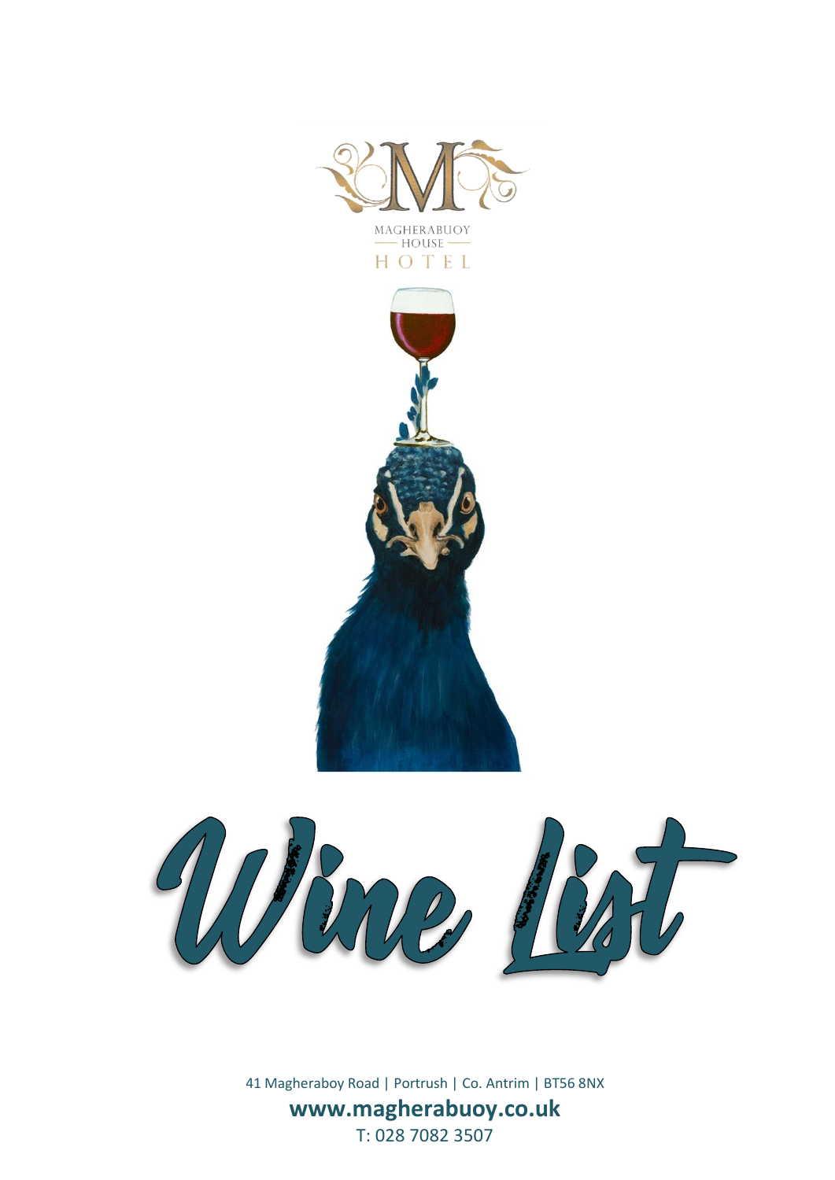MAGHERABUOY
HOUSE
HOTEL

# Wine List

41 Magheraboy Road | Portrush | Co. Antrim | BT56 8NX

**www.magherabuoy.co.uk**

T: 028 7082 3507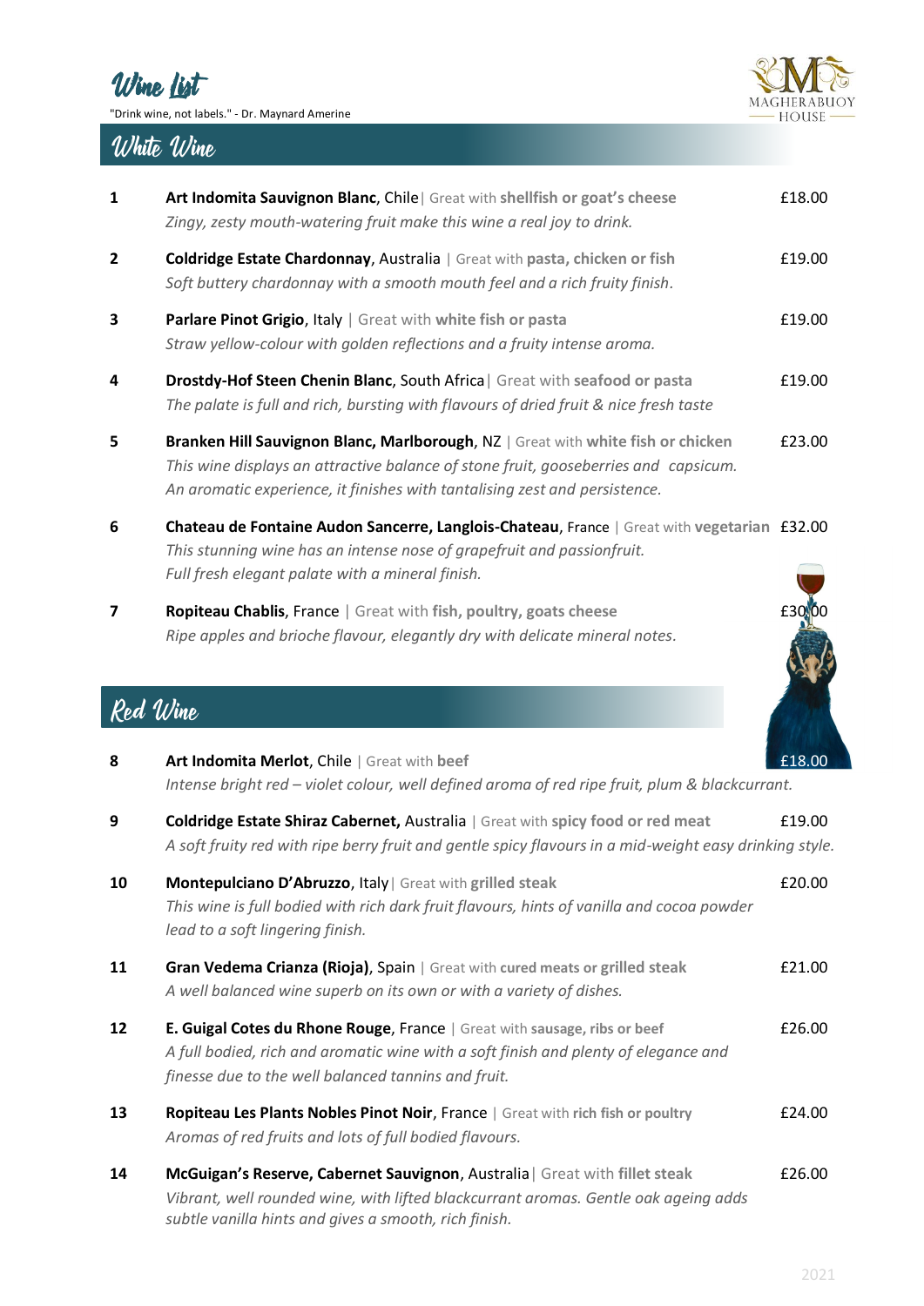# Wine List

"Drink wine, not labels." - Dr. Maynard Amerine

MAGHERABUOY HOUSE

## White Wine

| | | |
|---|---|---|
| 1 | **Art Indomita Sauvignon Blanc**, Chile \| Great with **shellfish or goat's cheese**<br>*Zingy, zesty mouth-watering fruit make this wine a real joy to drink.* | £18.00 |
| 2 | **Coldridge Estate Chardonnay**, Australia \| Great with **pasta, chicken or fish**<br>*Soft buttery chardonnay with a smooth mouth feel and a rich fruity finish.* | £19.00 |
| 3 | **Parlare Pinot Grigio**, Italy \| Great with **white fish or pasta**<br>*Straw yellow-colour with golden reflections and a fruity intense aroma.* | £19.00 |
| 4 | **Drostdy-Hof Steen Chenin Blanc**, South Africa \| Great with **seafood or pasta**<br>*The palate is full and rich, bursting with flavours of dried fruit & nice fresh taste* | £19.00 |
| 5 | **Branken Hill Sauvignon Blanc, Marlborough**, NZ \| Great with **white fish or chicken**<br>*This wine displays an attractive balance of stone fruit, gooseberries and capsicum. An aromatic experience, it finishes with tantalising zest and persistence.* | £23.00 |
| 6 | **Chateau de Fontaine Audon Sancerre, Langlois-Chateau**, France \| Great with **vegetarian**<br>*This stunning wine has an intense nose of grapefruit and passionfruit. Full fresh elegant palate with a mineral finish.* | £32.00 |
| 7 | **Ropiteau Chablis**, France \| Great with **fish, poultry, goats cheese**<br>*Ripe apples and brioche flavour, elegantly dry with delicate mineral notes.* | £30.00 |

## Red Wine

| | | |
|---|---|---|
| 8 | **Art Indomita Merlot**, Chile \| Great with **beef**<br>*Intense bright red – violet colour, well defined aroma of red ripe fruit, plum & blackcurrant.* | £18.00 |
| 9 | **Coldridge Estate Shiraz Cabernet,** Australia \| Great with **spicy food or red meat**<br>*A soft fruity red with ripe berry fruit and gentle spicy flavours in a mid-weight easy drinking style.* | £19.00 |
| 10 | **Montepulciano D'Abruzzo**, Italy \| Great with **grilled steak**<br>*This wine is full bodied with rich dark fruit flavours, hints of vanilla and cocoa powder lead to a soft lingering finish.* | £20.00 |
| 11 | **Gran Vedema Crianza (Rioja)**, Spain \| Great with **cured meats or grilled steak**<br>*A well balanced wine superb on its own or with a variety of dishes.* | £21.00 |
| 12 | **E. Guigal Cotes du Rhone Rouge**, France \| Great with **sausage, ribs or beef**<br>*A full bodied, rich and aromatic wine with a soft finish and plenty of elegance and finesse due to the well balanced tannins and fruit.* | £26.00 |
| 13 | **Ropiteau Les Plants Nobles Pinot Noir**, France \| Great with **rich fish or poultry**<br>*Aromas of red fruits and lots of full bodied flavours.* | £24.00 |
| 14 | **McGuigan's Reserve, Cabernet Sauvignon**, Australia \| Great with **fillet steak**<br>*Vibrant, well rounded wine, with lifted blackcurrant aromas. Gentle oak ageing adds subtle vanilla hints and gives a smooth, rich finish.* | £26.00 |

2021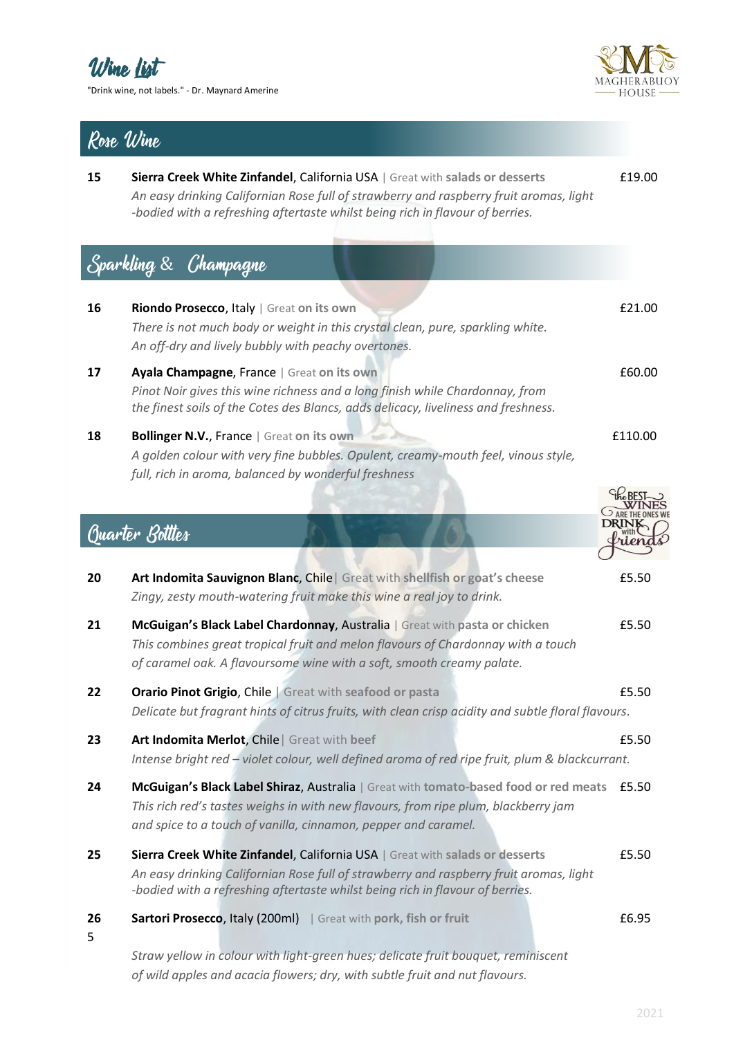# Wine List

"Drink wine, not labels." - Dr. Maynard Amerine

## Rose Wine

**15** **Sierra Creek White Zinfandel**, California USA | Great with **salads or desserts** £19.00
*An easy drinking Californian Rose full of strawberry and raspberry fruit aromas, light -bodied with a refreshing aftertaste whilst being rich in flavour of berries.*

## Sparkling & Champagne

**16** **Riondo Prosecco**, Italy | Great **on its own** £21.00
*There is not much body or weight in this crystal clean, pure, sparkling white. An off-dry and lively bubbly with peachy overtones.*

**17** **Ayala Champagne**, France | Great **on its own** £60.00
*Pinot Noir gives this wine richness and a long finish while Chardonnay, from the finest soils of the Cotes des Blancs, adds delicacy, liveliness and freshness.*

**18** **Bollinger N.V.**, France | Great **on its own** £110.00
*A golden colour with very fine bubbles. Opulent, creamy-mouth feel, vinous style, full, rich in aroma, balanced by wonderful freshness*

The BEST WINES ARE THE ONES WE DRINK with friends

## Quarter Bottles

**20** **Art Indomita Sauvignon Blanc**, Chile| Great with **shellfish or goat's cheese** £5.50
*Zingy, zesty mouth-watering fruit make this wine a real joy to drink.*

**21** **McGuigan's Black Label Chardonnay**, Australia | Great with **pasta or chicken** £5.50
*This combines great tropical fruit and melon flavours of Chardonnay with a touch of caramel oak. A flavoursome wine with a soft, smooth creamy palate.*

**22** **Orario Pinot Grigio**, Chile | Great with **seafood or pasta** £5.50
*Delicate but fragrant hints of citrus fruits, with clean crisp acidity and subtle floral flavours.*

**23** **Art Indomita Merlot**, Chile| Great with **beef** £5.50
*Intense bright red – violet colour, well defined aroma of red ripe fruit, plum & blackcurrant.*

**24** **McGuigan's Black Label Shiraz**, Australia | Great with **tomato-based food or red meats** £5.50
*This rich red's tastes weighs in with new flavours, from ripe plum, blackberry jam and spice to a touch of vanilla, cinnamon, pepper and caramel.*

**25** **Sierra Creek White Zinfandel**, California USA | Great with **salads or desserts** £5.50
*An easy drinking Californian Rose full of strawberry and raspberry fruit aromas, light -bodied with a refreshing aftertaste whilst being rich in flavour of berries.*

**26**
5
**Sartori Prosecco**, Italy (200ml) | Great with **pork, fish or fruit** £6.95
*Straw yellow in colour with light-green hues; delicate fruit bouquet, reminiscent of wild apples and acacia flowers; dry, with subtle fruit and nut flavours.*